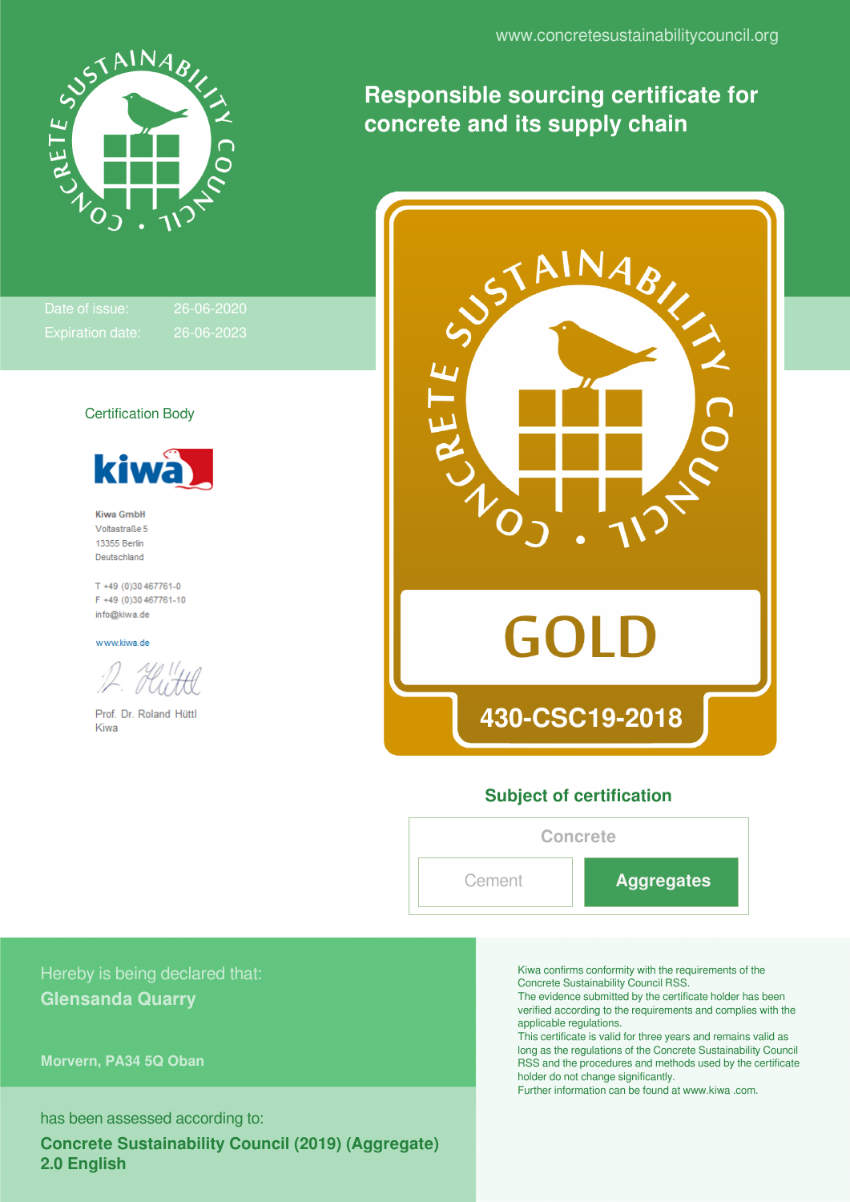www.concretesustainabilitycouncil.org

# Responsible sourcing certificate for concrete and its supply chain

Date of issue: 26-06-2020

Expiration date: 26-06-2023

**GOLD**

**430-CSC19-2018**

Certification Body

**Kiwa GmbH**
Voltastraße 5
13355 Berlin
Deutschland

T +49 (0)30 467761-0
F +49 (0)30 467761-10
info@kiwa.de

www.kiwa.de

Prof. Dr. Roland Hüttl
Kiwa

## Subject of certification

| Concrete | |
|---|---|
| Cement | **Aggregates** |

Hereby is being declared that:

**Glensanda Quarry**

**Morvern, PA34 5Q Oban**

has been assessed according to:

**Concrete Sustainability Council (2019) (Aggregate) 2.0 English**

Kiwa confirms conformity with the requirements of the Concrete Sustainability Council RSS.
The evidence submitted by the certificate holder has been verified according to the requirements and complies with the applicable regulations.
This certificate is valid for three years and remains valid as long as the regulations of the Concrete Sustainability Council RSS and the procedures and methods used by the certificate holder do not change significantly.
Further information can be found at www.kiwa .com.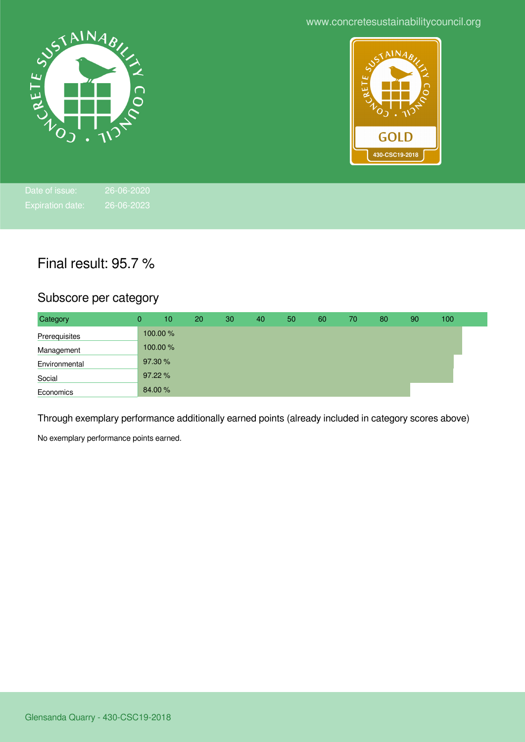www.concretesustainabilitycouncil.org

GOLD

430-CSC19-2018

Date of issue: 26-06-2020

Expiration date: 26-06-2023

## Final result: 95.7 %

### Subscore per category

| Category | Score |
|---|---|
| Prerequisites | 100.00 % |
| Management | 100.00 % |
| Environmental | 97.30 % |
| Social | 97.22 % |
| Economics | 84.00 % |

### Through exemplary performance additionally earned points (already included in category scores above)

No exemplary performance points earned.

Glensanda Quarry - 430-CSC19-2018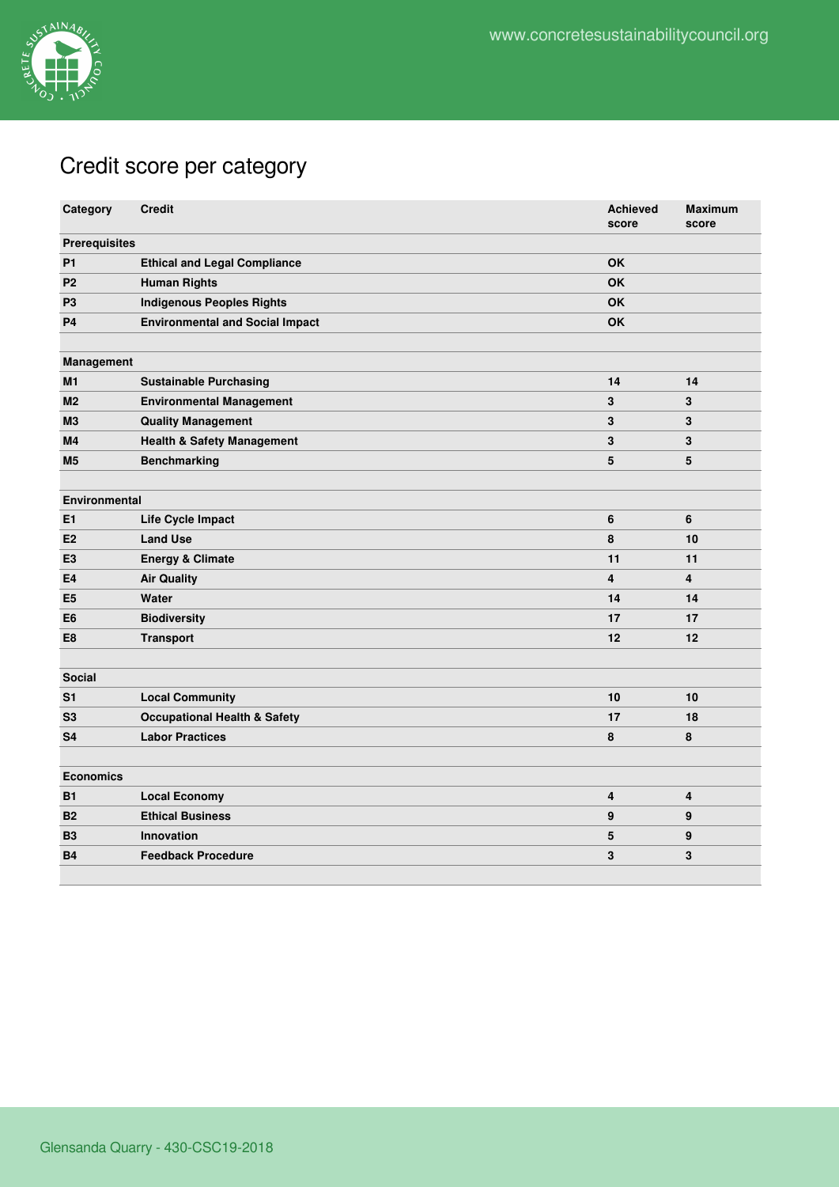## Credit score per category

| Category | Credit | Achieved score | Maximum score |
|---|---|---|---|
| **Prerequisites** | | | |
| **P1** | **Ethical and Legal Compliance** | **OK** | |
| **P2** | **Human Rights** | **OK** | |
| **P3** | **Indigenous Peoples Rights** | **OK** | |
| **P4** | **Environmental and Social Impact** | **OK** | |
| | | | |
| **Management** | | | |
| **M1** | **Sustainable Purchasing** | **14** | **14** |
| **M2** | **Environmental Management** | **3** | **3** |
| **M3** | **Quality Management** | **3** | **3** |
| **M4** | **Health & Safety Management** | **3** | **3** |
| **M5** | **Benchmarking** | **5** | **5** |
| | | | |
| **Environmental** | | | |
| **E1** | **Life Cycle Impact** | **6** | **6** |
| **E2** | **Land Use** | **8** | **10** |
| **E3** | **Energy & Climate** | **11** | **11** |
| **E4** | **Air Quality** | **4** | **4** |
| **E5** | **Water** | **14** | **14** |
| **E6** | **Biodiversity** | **17** | **17** |
| **E8** | **Transport** | **12** | **12** |
| | | | |
| **Social** | | | |
| **S1** | **Local Community** | **10** | **10** |
| **S3** | **Occupational Health & Safety** | **17** | **18** |
| **S4** | **Labor Practices** | **8** | **8** |
| | | | |
| **Economics** | | | |
| **B1** | **Local Economy** | **4** | **4** |
| **B2** | **Ethical Business** | **9** | **9** |
| **B3** | **Innovation** | **5** | **9** |
| **B4** | **Feedback Procedure** | **3** | **3** |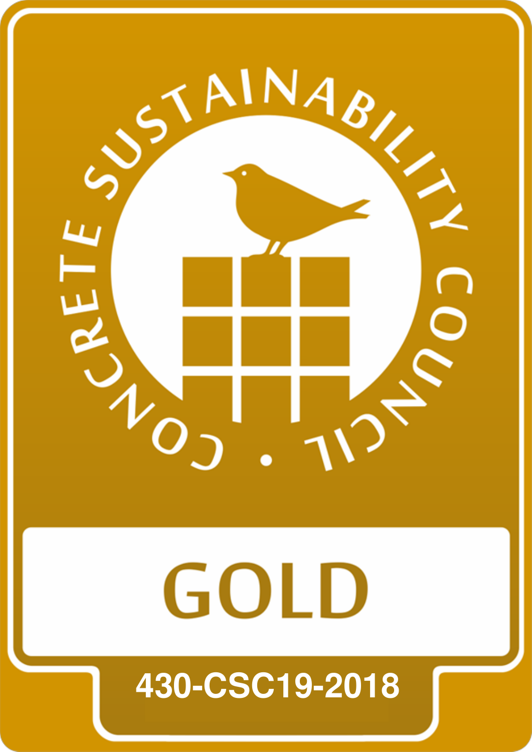CONCRETE SUSTAINABILITY COUNCIL

GOLD

430-CSC19-2018